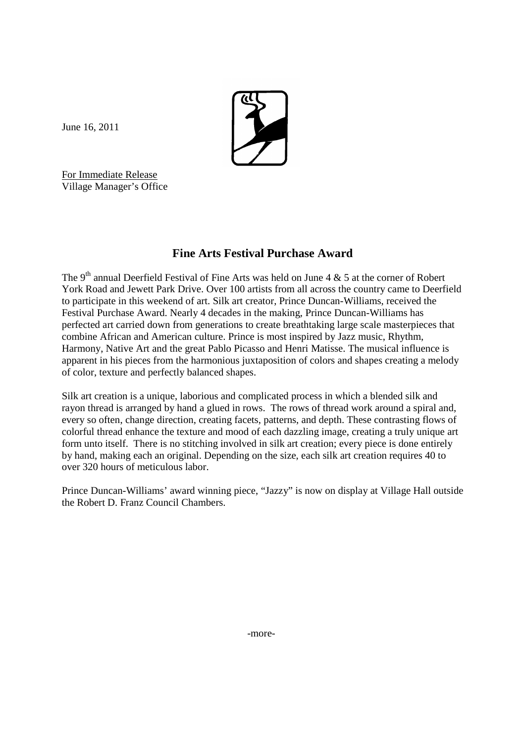June 16, 2011

For Immediate Release
Village Manager's Office

## Fine Arts Festival Purchase Award

The 9th annual Deerfield Festival of Fine Arts was held on June 4 & 5 at the corner of Robert York Road and Jewett Park Drive. Over 100 artists from all across the country came to Deerfield to participate in this weekend of art. Silk art creator, Prince Duncan-Williams, received the Festival Purchase Award. Nearly 4 decades in the making, Prince Duncan-Williams has perfected art carried down from generations to create breathtaking large scale masterpieces that combine African and American culture. Prince is most inspired by Jazz music, Rhythm, Harmony, Native Art and the great Pablo Picasso and Henri Matisse. The musical influence is apparent in his pieces from the harmonious juxtaposition of colors and shapes creating a melody of color, texture and perfectly balanced shapes.

Silk art creation is a unique, laborious and complicated process in which a blended silk and rayon thread is arranged by hand a glued in rows. The rows of thread work around a spiral and, every so often, change direction, creating facets, patterns, and depth. These contrasting flows of colorful thread enhance the texture and mood of each dazzling image, creating a truly unique art form unto itself. There is no stitching involved in silk art creation; every piece is done entirely by hand, making each an original. Depending on the size, each silk art creation requires 40 to over 320 hours of meticulous labor.

Prince Duncan-Williams' award winning piece, "Jazzy" is now on display at Village Hall outside the Robert D. Franz Council Chambers.

-more-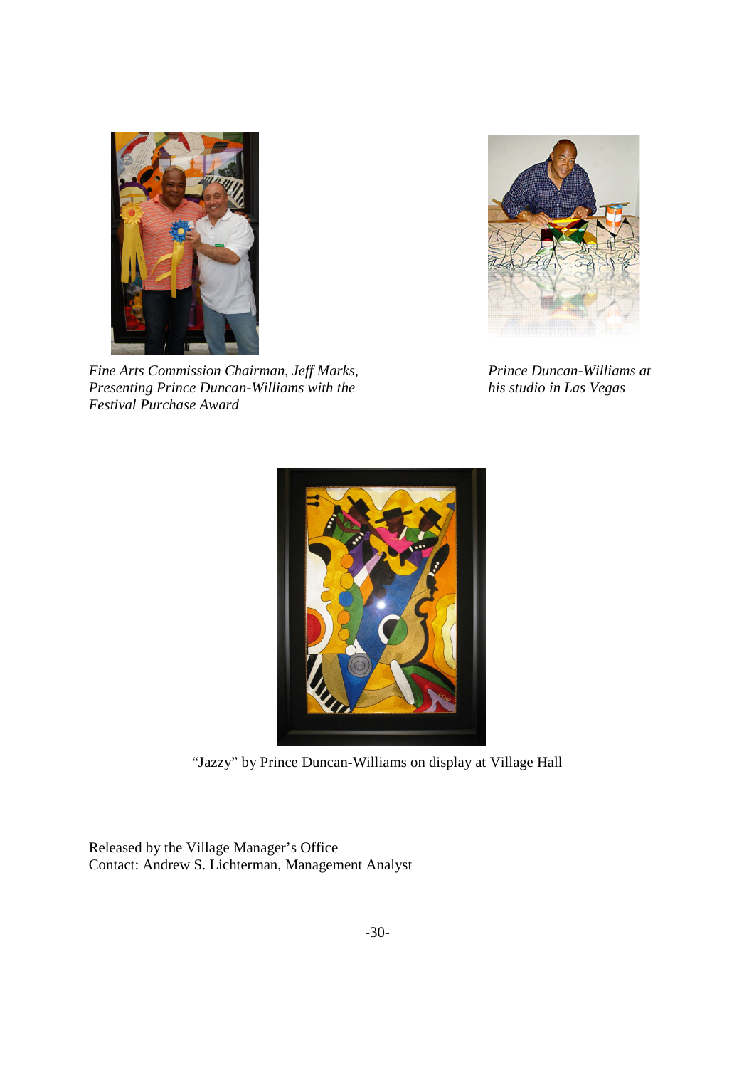*Fine Arts Commission Chairman, Jeff Marks, Presenting Prince Duncan-Williams with the Festival Purchase Award*

*Prince Duncan-Williams at his studio in Las Vegas*

"Jazzy" by Prince Duncan-Williams on display at Village Hall

Released by the Village Manager's Office
Contact: Andrew S. Lichterman, Management Analyst

-30-